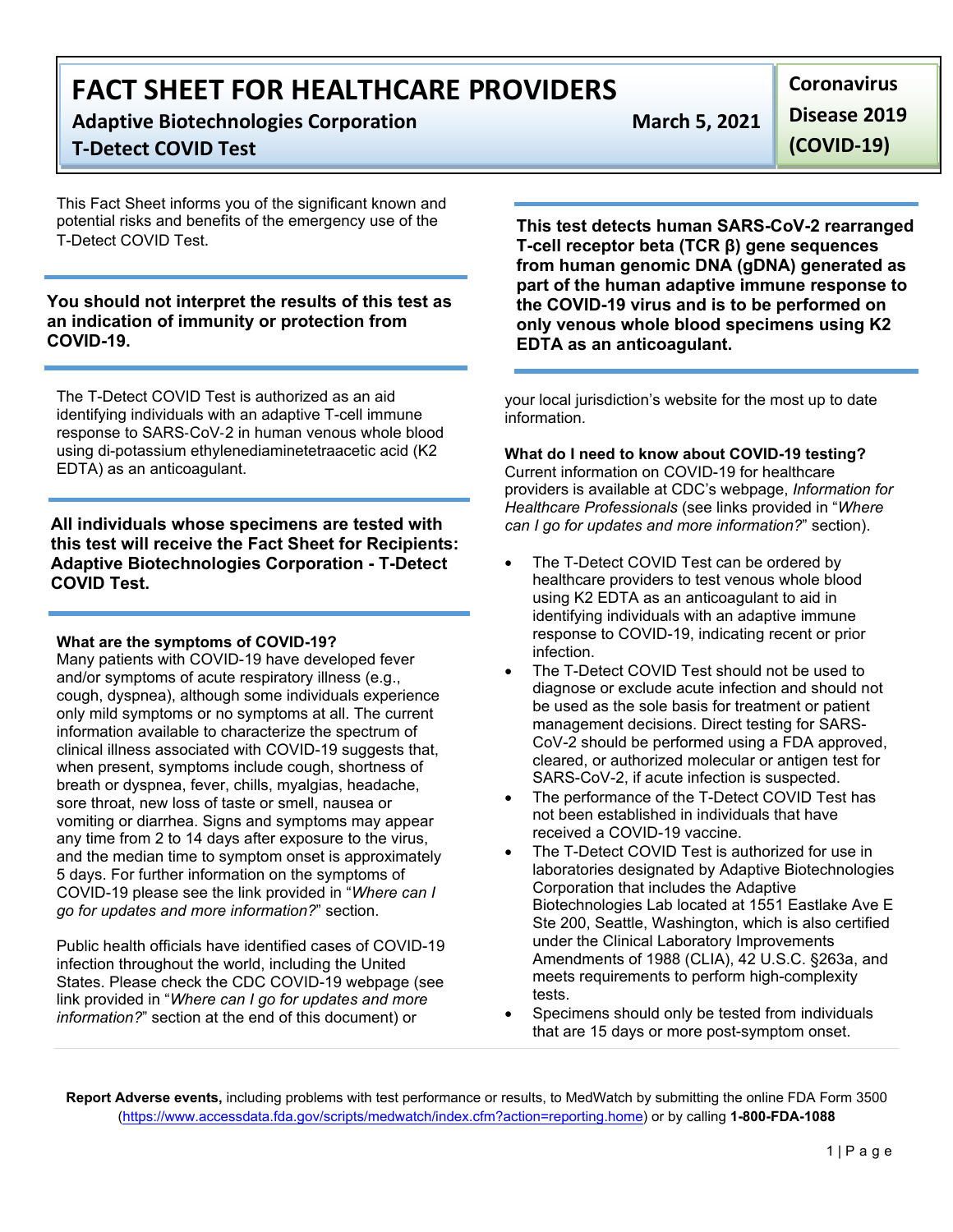# FACT SHEET FOR HEALTHCARE PROVIDERS

**Adaptive Biotechnologies Corporation**
**T-Detect COVID Test**

**March 5, 2021**

**Coronavirus Disease 2019 (COVID-19)**

This Fact Sheet informs you of the significant known and potential risks and benefits of the emergency use of the T-Detect COVID Test.

**You should not interpret the results of this test as an indication of immunity or protection from COVID-19.**

The T-Detect COVID Test is authorized as an aid identifying individuals with an adaptive T-cell immune response to SARS-CoV-2 in human venous whole blood using di-potassium ethylenediaminetetraacetic acid (K2 EDTA) as an anticoagulant.

**All individuals whose specimens are tested with this test will receive the Fact Sheet for Recipients: Adaptive Biotechnologies Corporation - T-Detect COVID Test.**

**What are the symptoms of COVID-19?**
Many patients with COVID-19 have developed fever and/or symptoms of acute respiratory illness (e.g., cough, dyspnea), although some individuals experience only mild symptoms or no symptoms at all. The current information available to characterize the spectrum of clinical illness associated with COVID-19 suggests that, when present, symptoms include cough, shortness of breath or dyspnea, fever, chills, myalgias, headache, sore throat, new loss of taste or smell, nausea or vomiting or diarrhea. Signs and symptoms may appear any time from 2 to 14 days after exposure to the virus, and the median time to symptom onset is approximately 5 days. For further information on the symptoms of COVID-19 please see the link provided in "*Where can I go for updates and more information?*" section.

Public health officials have identified cases of COVID-19 infection throughout the world, including the United States. Please check the CDC COVID-19 webpage (see link provided in "*Where can I go for updates and more information?*" section at the end of this document) or your local jurisdiction's website for the most up to date information.

**This test detects human SARS-CoV-2 rearranged T-cell receptor beta (TCR β) gene sequences from human genomic DNA (gDNA) generated as part of the human adaptive immune response to the COVID-19 virus and is to be performed on only venous whole blood specimens using K2 EDTA as an anticoagulant.**

**What do I need to know about COVID-19 testing?**
Current information on COVID-19 for healthcare providers is available at CDC's webpage, *Information for Healthcare Professionals* (see links provided in "*Where can I go for updates and more information?*" section).

- The T-Detect COVID Test can be ordered by healthcare providers to test venous whole blood using K2 EDTA as an anticoagulant to aid in identifying individuals with an adaptive immune response to COVID-19, indicating recent or prior infection.
- The T-Detect COVID Test should not be used to diagnose or exclude acute infection and should not be used as the sole basis for treatment or patient management decisions. Direct testing for SARS-CoV-2 should be performed using a FDA approved, cleared, or authorized molecular or antigen test for SARS-CoV-2, if acute infection is suspected.
- The performance of the T-Detect COVID Test has not been established in individuals that have received a COVID-19 vaccine.
- The T-Detect COVID Test is authorized for use in laboratories designated by Adaptive Biotechnologies Corporation that includes the Adaptive Biotechnologies Lab located at 1551 Eastlake Ave E Ste 200, Seattle, Washington, which is also certified under the Clinical Laboratory Improvements Amendments of 1988 (CLIA), 42 U.S.C. §263a, and meets requirements to perform high-complexity tests.
- Specimens should only be tested from individuals that are 15 days or more post-symptom onset.

**Report Adverse events,** including problems with test performance or results, to MedWatch by submitting the online FDA Form 3500 (https://www.accessdata.fda.gov/scripts/medwatch/index.cfm?action=reporting.home) or by calling **1-800-FDA-1088**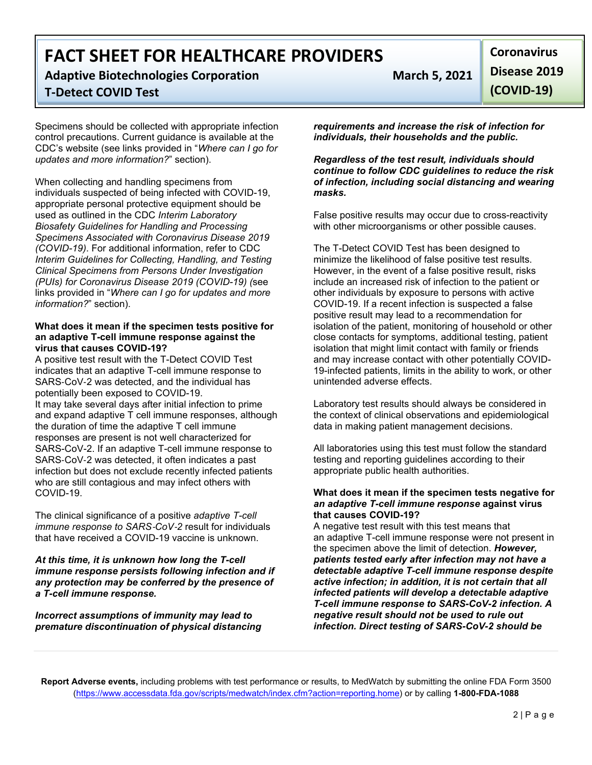Specimens should be collected with appropriate infection control precautions. Current guidance is available at the CDC's website (see links provided in "*Where can I go for updates and more information?*" section).

When collecting and handling specimens from individuals suspected of being infected with COVID-19, appropriate personal protective equipment should be used as outlined in the CDC *Interim Laboratory Biosafety Guidelines for Handling and Processing Specimens Associated with Coronavirus Disease 2019 (COVID-19)*. For additional information, refer to CDC *Interim Guidelines for Collecting, Handling, and Testing Clinical Specimens from Persons Under Investigation (PUIs) for Coronavirus Disease 2019 (COVID-19) (*see links provided in "*Where can I go for updates and more information?*" section).

**What does it mean if the specimen tests positive for an adaptive T-cell immune response against the virus that causes COVID-19?**

A positive test result with the T-Detect COVID Test indicates that an adaptive T-cell immune response to SARS-CoV-2 was detected, and the individual has potentially been exposed to COVID-19.

It may take several days after initial infection to prime and expand adaptive T cell immune responses, although the duration of time the adaptive T cell immune responses are present is not well characterized for SARS-CoV-2. If an adaptive T-cell immune response to SARS-CoV-2 was detected, it often indicates a past infection but does not exclude recently infected patients who are still contagious and may infect others with COVID-19.

The clinical significance of a positive *adaptive T-cell immune response to SARS-CoV-2* result for individuals that have received a COVID-19 vaccine is unknown.

***At this time, it is unknown how long the T-cell immune response persists following infection and if any protection may be conferred by the presence of a T-cell immune response.***

***Incorrect assumptions of immunity may lead to premature discontinuation of physical distancing requirements and increase the risk of infection for individuals, their households and the public.***

***Regardless of the test result, individuals should continue to follow CDC guidelines to reduce the risk of infection, including social distancing and wearing masks.***

False positive results may occur due to cross-reactivity with other microorganisms or other possible causes.

The T-Detect COVID Test has been designed to minimize the likelihood of false positive test results. However, in the event of a false positive result, risks include an increased risk of infection to the patient or other individuals by exposure to persons with active COVID-19. If a recent infection is suspected a false positive result may lead to a recommendation for isolation of the patient, monitoring of household or other close contacts for symptoms, additional testing, patient isolation that might limit contact with family or friends and may increase contact with other potentially COVID-19-infected patients, limits in the ability to work, or other unintended adverse effects.

Laboratory test results should always be considered in the context of clinical observations and epidemiological data in making patient management decisions.

All laboratories using this test must follow the standard testing and reporting guidelines according to their appropriate public health authorities.

**What does it mean if the specimen tests negative for *an adaptive T-cell immune response* against virus that causes COVID-19?**

A negative test result with this test means that an adaptive T-cell immune response were not present in the specimen above the limit of detection. ***However, patients tested early after infection may not have a detectable adaptive T-cell immune response despite active infection; in addition, it is not certain that all infected patients will develop a detectable adaptive T-cell immune response to SARS-CoV-2 infection. A negative result should not be used to rule out infection. Direct testing of SARS-CoV-2 should be***

**Report Adverse events,** including problems with test performance or results, to MedWatch by submitting the online FDA Form 3500 (https://www.accessdata.fda.gov/scripts/medwatch/index.cfm?action=reporting.home) or by calling **1-800-FDA-1088**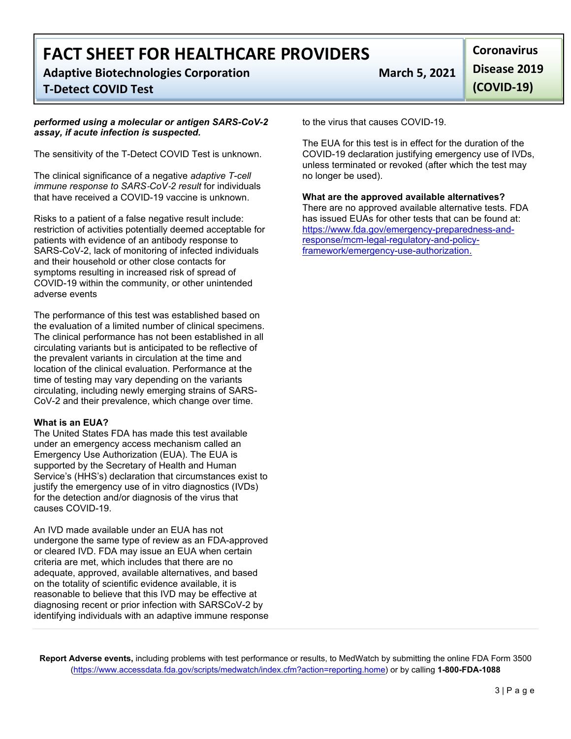***performed using a molecular or antigen SARS-CoV-2 assay, if acute infection is suspected.***

The sensitivity of the T-Detect COVID Test is unknown.

The clinical significance of a negative *adaptive T-cell immune response to SARS-CoV-2 result* for individuals that have received a COVID-19 vaccine is unknown.

Risks to a patient of a false negative result include: restriction of activities potentially deemed acceptable for patients with evidence of an antibody response to SARS-CoV-2, lack of monitoring of infected individuals and their household or other close contacts for symptoms resulting in increased risk of spread of COVID-19 within the community, or other unintended adverse events

The performance of this test was established based on the evaluation of a limited number of clinical specimens. The clinical performance has not been established in all circulating variants but is anticipated to be reflective of the prevalent variants in circulation at the time and location of the clinical evaluation. Performance at the time of testing may vary depending on the variants circulating, including newly emerging strains of SARS-CoV-2 and their prevalence, which change over time.

**What is an EUA?**

The United States FDA has made this test available under an emergency access mechanism called an Emergency Use Authorization (EUA). The EUA is supported by the Secretary of Health and Human Service's (HHS's) declaration that circumstances exist to justify the emergency use of in vitro diagnostics (IVDs) for the detection and/or diagnosis of the virus that causes COVID-19.

An IVD made available under an EUA has not undergone the same type of review as an FDA-approved or cleared IVD. FDA may issue an EUA when certain criteria are met, which includes that there are no adequate, approved, available alternatives, and based on the totality of scientific evidence available, it is reasonable to believe that this IVD may be effective at diagnosing recent or prior infection with SARSCoV-2 by identifying individuals with an adaptive immune response to the virus that causes COVID-19.

The EUA for this test is in effect for the duration of the COVID-19 declaration justifying emergency use of IVDs, unless terminated or revoked (after which the test may no longer be used).

**What are the approved available alternatives?**

There are no approved available alternative tests. FDA has issued EUAs for other tests that can be found at: [https://www.fda.gov/emergency-preparedness-and-response/mcm-legal-regulatory-and-policy-framework/emergency-use-authorization.](https://www.fda.gov/emergency-preparedness-and-response/mcm-legal-regulatory-and-policy-framework/emergency-use-authorization)

**Report Adverse events,** including problems with test performance or results, to MedWatch by submitting the online FDA Form 3500 (https://www.accessdata.fda.gov/scripts/medwatch/index.cfm?action=reporting.home) or by calling **1-800-FDA-1088**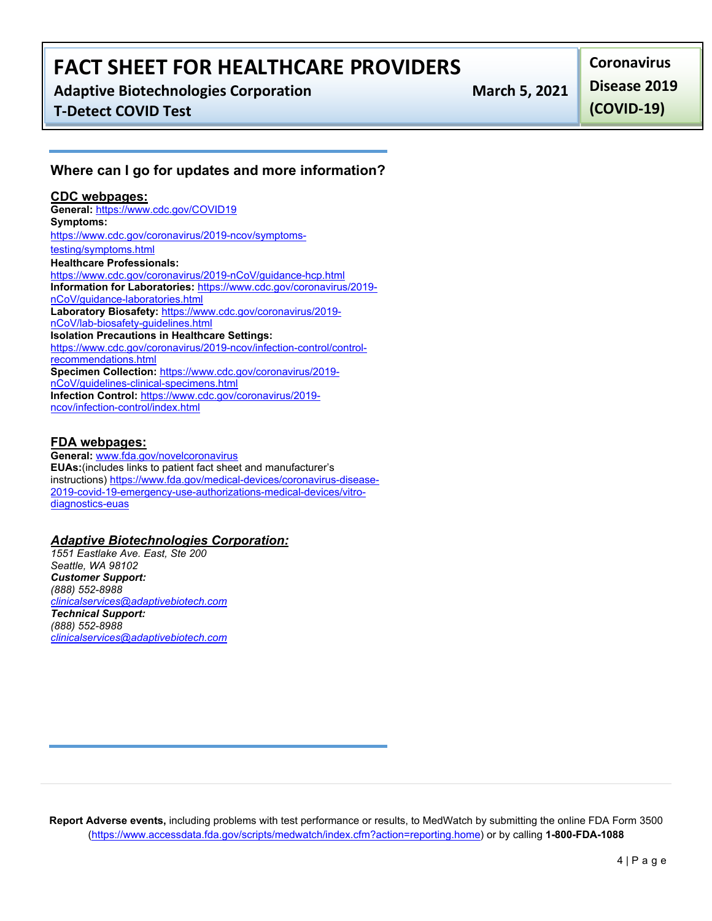## Where can I go for updates and more information?

### CDC webpages:

**General:** https://www.cdc.gov/COVID19
**Symptoms:**
https://www.cdc.gov/coronavirus/2019-ncov/symptoms-testing/symptoms.html
**Healthcare Professionals:**
https://www.cdc.gov/coronavirus/2019-nCoV/guidance-hcp.html
**Information for Laboratories:** https://www.cdc.gov/coronavirus/2019-nCoV/guidance-laboratories.html
**Laboratory Biosafety:** https://www.cdc.gov/coronavirus/2019-nCoV/lab-biosafety-guidelines.html
**Isolation Precautions in Healthcare Settings:**
https://www.cdc.gov/coronavirus/2019-ncov/infection-control/control-recommendations.html
**Specimen Collection:** https://www.cdc.gov/coronavirus/2019-nCoV/guidelines-clinical-specimens.html
**Infection Control:** https://www.cdc.gov/coronavirus/2019-ncov/infection-control/index.html

### FDA webpages:

**General:** www.fda.gov/novelcoronavirus
**EUAs:**(includes links to patient fact sheet and manufacturer's instructions) https://www.fda.gov/medical-devices/coronavirus-disease-2019-covid-19-emergency-use-authorizations-medical-devices/vitro-diagnostics-euas

### *Adaptive Biotechnologies Corporation:*

*1551 Eastlake Ave. East, Ste 200*
*Seattle, WA 98102*
***Customer Support:***
*(888) 552-8988*
*clinicalservices@adaptivebiotech.com*
***Technical Support:***
*(888) 552-8988*
*clinicalservices@adaptivebiotech.com*

**Report Adverse events,** including problems with test performance or results, to MedWatch by submitting the online FDA Form 3500 (https://www.accessdata.fda.gov/scripts/medwatch/index.cfm?action=reporting.home) or by calling **1-800-FDA-1088**